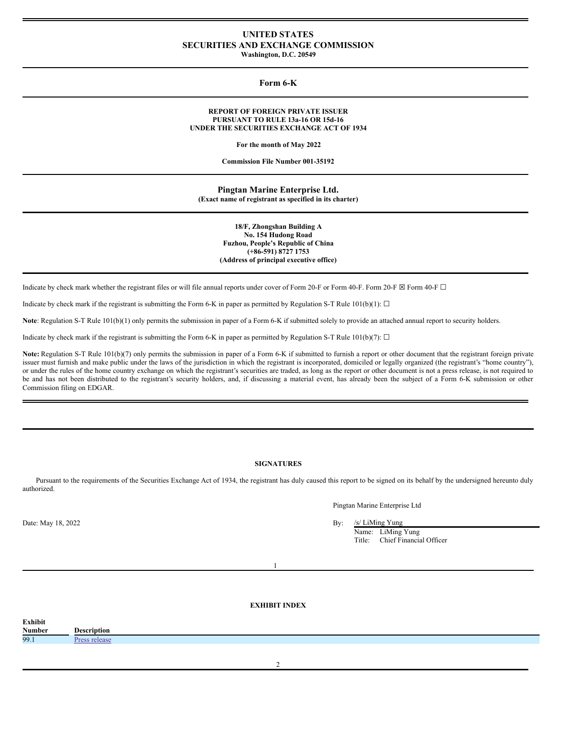# UNITED STATES
# SECURITIES AND EXCHANGE COMMISSION
**Washington, D.C. 20549**

## Form 6-K

**REPORT OF FOREIGN PRIVATE ISSUER**
**PURSUANT TO RULE 13a-16 OR 15d-16**
**UNDER THE SECURITIES EXCHANGE ACT OF 1934**

**For the month of May 2022**

**Commission File Number 001-35192**

## Pingtan Marine Enterprise Ltd.
**(Exact name of registrant as specified in its charter)**

**18/F, Zhongshan Building A**
**No. 154 Hudong Road**
**Fuzhou, People's Republic of China**
**(+86-591) 8727 1753**
**(Address of principal executive office)**

Indicate by check mark whether the registrant files or will file annual reports under cover of Form 20-F or Form 40-F. Form 20-F ☒ Form 40-F ☐

Indicate by check mark if the registrant is submitting the Form 6-K in paper as permitted by Regulation S-T Rule 101(b)(1): ☐

**Note**: Regulation S-T Rule 101(b)(1) only permits the submission in paper of a Form 6-K if submitted solely to provide an attached annual report to security holders.

Indicate by check mark if the registrant is submitting the Form 6-K in paper as permitted by Regulation S-T Rule 101(b)(7): ☐

**Note:** Regulation S-T Rule 101(b)(7) only permits the submission in paper of a Form 6-K if submitted to furnish a report or other document that the registrant foreign private issuer must furnish and make public under the laws of the jurisdiction in which the registrant is incorporated, domiciled or legally organized (the registrant's "home country"), or under the rules of the home country exchange on which the registrant's securities are traded, as long as the report or other document is not a press release, is not required to be and has not been distributed to the registrant's security holders, and, if discussing a material event, has already been the subject of a Form 6-K submission or other Commission filing on EDGAR.

## SIGNATURES

Pursuant to the requirements of the Securities Exchange Act of 1934, the registrant has duly caused this report to be signed on its behalf by the undersigned hereunto duly authorized.

Pingtan Marine Enterprise Ltd

Date: May 18, 2022

By: /s/ LiMing Yung
Name: LiMing Yung
Title: Chief Financial Officer

## EXHIBIT INDEX

| Exhibit Number | Description |
|---|---|
| 99.1 | Press release |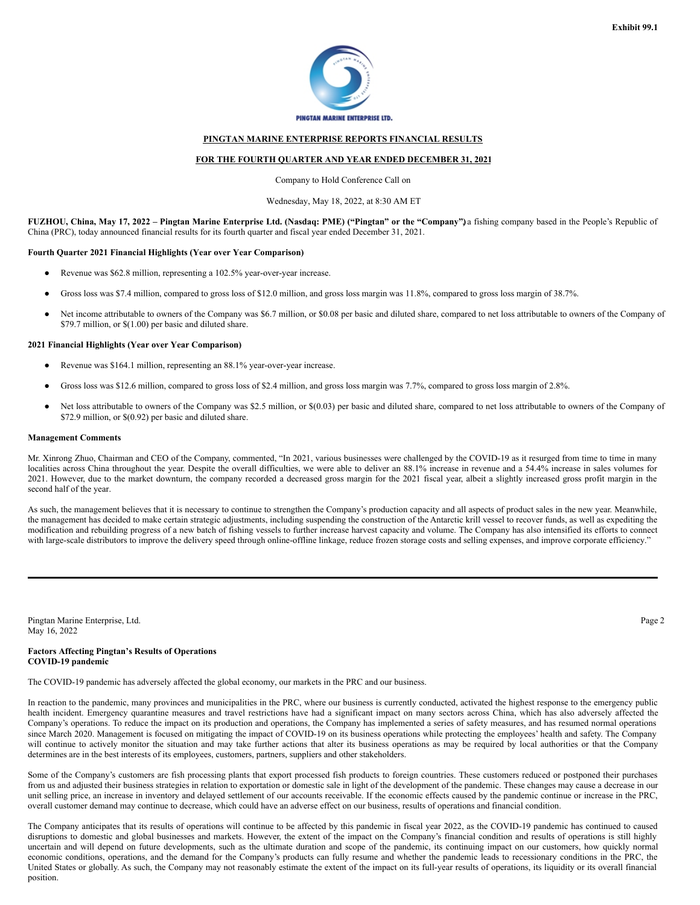**Exhibit 99.1**

**PINGTAN MARINE ENTERPRISE LTD.**

**PINGTAN MARINE ENTERPRISE REPORTS FINANCIAL RESULTS**

**FOR THE FOURTH QUARTER AND YEAR ENDED DECEMBER 31, 2021**

Company to Hold Conference Call on

Wednesday, May 18, 2022, at 8:30 AM ET

**FUZHOU, China, May 17, 2022 – Pingtan Marine Enterprise Ltd. (Nasdaq: PME) ("Pingtan" or the "Company")** a fishing company based in the People's Republic of China (PRC), today announced financial results for its fourth quarter and fiscal year ended December 31, 2021.

**Fourth Quarter 2021 Financial Highlights (Year over Year Comparison)**

- Revenue was $62.8 million, representing a 102.5% year-over-year increase.
- Gross loss was $7.4 million, compared to gross loss of $12.0 million, and gross loss margin was 11.8%, compared to gross loss margin of 38.7%.
- Net income attributable to owners of the Company was $6.7 million, or $0.08 per basic and diluted share, compared to net loss attributable to owners of the Company of $79.7 million, or $(1.00) per basic and diluted share.

**2021 Financial Highlights (Year over Year Comparison)**

- Revenue was $164.1 million, representing an 88.1% year-over-year increase.
- Gross loss was $12.6 million, compared to gross loss of $2.4 million, and gross loss margin was 7.7%, compared to gross loss margin of 2.8%.
- Net loss attributable to owners of the Company was $2.5 million, or $(0.03) per basic and diluted share, compared to net loss attributable to owners of the Company of $72.9 million, or $(0.92) per basic and diluted share.

**Management Comments**

Mr. Xinrong Zhuo, Chairman and CEO of the Company, commented, "In 2021, various businesses were challenged by the COVID-19 as it resurged from time to time in many localities across China throughout the year. Despite the overall difficulties, we were able to deliver an 88.1% increase in revenue and a 54.4% increase in sales volumes for 2021. However, due to the market downturn, the company recorded a decreased gross margin for the 2021 fiscal year, albeit a slightly increased gross profit margin in the second half of the year.

As such, the management believes that it is necessary to continue to strengthen the Company's production capacity and all aspects of product sales in the new year. Meanwhile, the management has decided to make certain strategic adjustments, including suspending the construction of the Antarctic krill vessel to recover funds, as well as expediting the modification and rebuilding progress of a new batch of fishing vessels to further increase harvest capacity and volume. The Company has also intensified its efforts to connect with large-scale distributors to improve the delivery speed through online-offline linkage, reduce frozen storage costs and selling expenses, and improve corporate efficiency."

**Factors Affecting Pingtan's Results of Operations**
**COVID-19 pandemic**

The COVID-19 pandemic has adversely affected the global economy, our markets in the PRC and our business.

In reaction to the pandemic, many provinces and municipalities in the PRC, where our business is currently conducted, activated the highest response to the emergency public health incident. Emergency quarantine measures and travel restrictions have had a significant impact on many sectors across China, which has also adversely affected the Company's operations. To reduce the impact on its production and operations, the Company has implemented a series of safety measures, and has resumed normal operations since March 2020. Management is focused on mitigating the impact of COVID-19 on its business operations while protecting the employees' health and safety. The Company will continue to actively monitor the situation and may take further actions that alter its business operations as may be required by local authorities or that the Company determines are in the best interests of its employees, customers, partners, suppliers and other stakeholders.

Some of the Company's customers are fish processing plants that export processed fish products to foreign countries. These customers reduced or postponed their purchases from us and adjusted their business strategies in relation to exportation or domestic sale in light of the development of the pandemic. These changes may cause a decrease in our unit selling price, an increase in inventory and delayed settlement of our accounts receivable. If the economic effects caused by the pandemic continue or increase in the PRC, overall customer demand may continue to decrease, which could have an adverse effect on our business, results of operations and financial condition.

The Company anticipates that its results of operations will continue to be affected by this pandemic in fiscal year 2022, as the COVID-19 pandemic has continued to caused disruptions to domestic and global businesses and markets. However, the extent of the impact on the Company's financial condition and results of operations is still highly uncertain and will depend on future developments, such as the ultimate duration and scope of the pandemic, its continuing impact on our customers, how quickly normal economic conditions, operations, and the demand for the Company's products can fully resume and whether the pandemic leads to recessionary conditions in the PRC, the United States or globally. As such, the Company may not reasonably estimate the extent of the impact on its full-year results of operations, its liquidity or its overall financial position.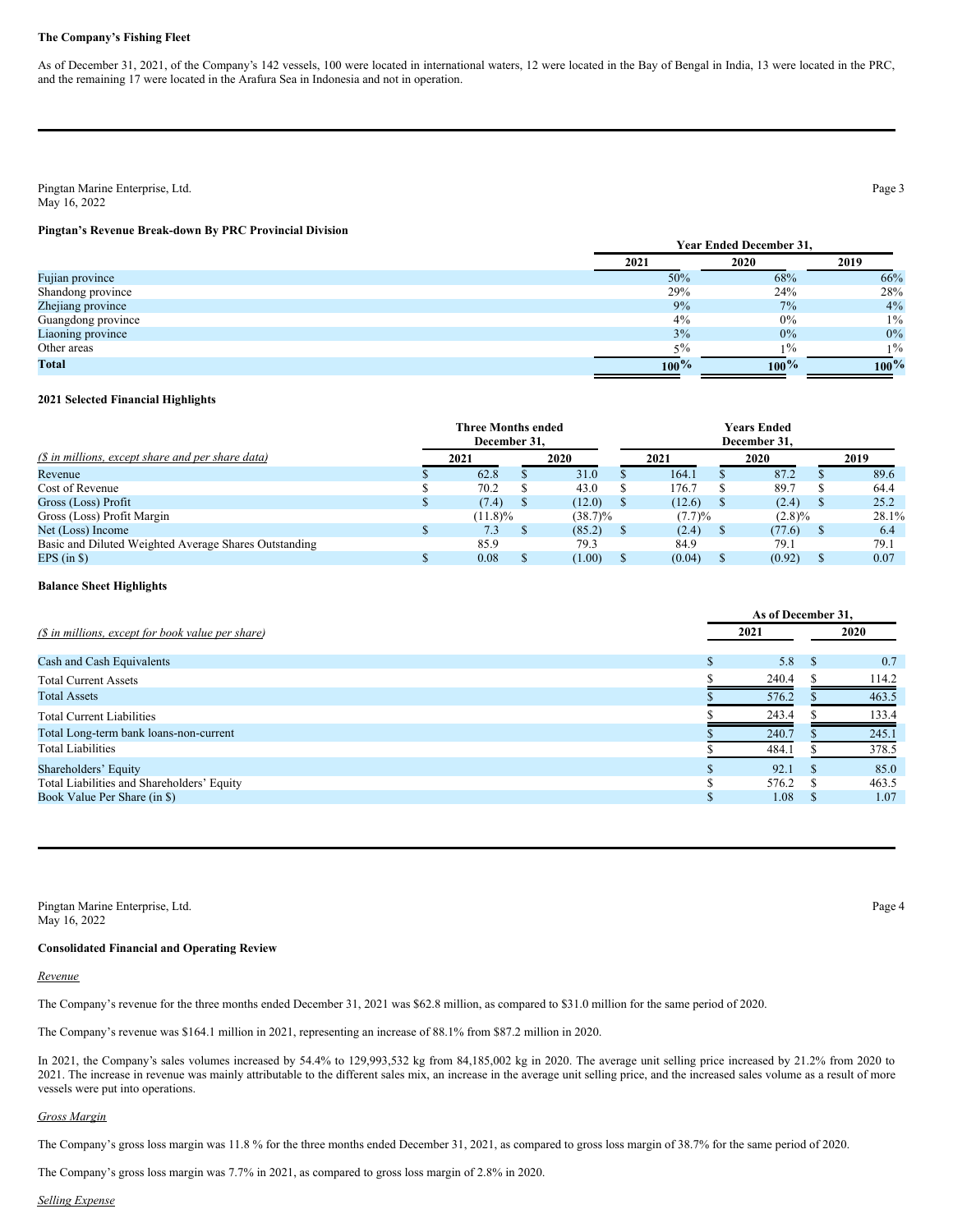**The Company's Fishing Fleet**

As of December 31, 2021, of the Company's 142 vessels, 100 were located in international waters, 12 were located in the Bay of Bengal in India, 13 were located in the PRC, and the remaining 17 were located in the Arafura Sea in Indonesia and not in operation.

**Pingtan's Revenue Break-down By PRC Provincial Division**

| | Year Ended December 31, | | |
|---|---|---|---|
| | 2021 | 2020 | 2019 |
| Fujian province | 50% | 68% | 66% |
| Shandong province | 29% | 24% | 28% |
| Zhejiang province | 9% | 7% | 4% |
| Guangdong province | 4% | 0% | 1% |
| Liaoning province | 3% | 0% | 0% |
| Other areas | 5% | 1% | 1% |
| **Total** | 100% | 100% | 100% |

**2021 Selected Financial Highlights**

| *($ in millions, except share and per share data)* | Three Months ended December 31, 2021 | Three Months ended December 31, 2020 | Years Ended December 31, 2021 | Years Ended December 31, 2020 | Years Ended December 31, 2019 |
|---|---|---|---|---|---|
| Revenue | $ 62.8 | $ 31.0 | $ 164.1 | $ 87.2 | $ 89.6 |
| Cost of Revenue | $ 70.2 | $ 43.0 | $ 176.7 | $ 89.7 | $ 64.4 |
| Gross (Loss) Profit | $ (7.4) | $ (12.0) | $ (12.6) | $ (2.4) | $ 25.2 |
| Gross (Loss) Profit Margin | (11.8)% | (38.7)% | (7.7)% | (2.8)% | 28.1% |
| Net (Loss) Income | $ 7.3 | $ (85.2) | $ (2.4) | $ (77.6) | $ 6.4 |
| Basic and Diluted Weighted Average Shares Outstanding | 85.9 | 79.3 | 84.9 | 79.1 | 79.1 |
| EPS (in $) | $ 0.08 | $ (1.00) | $ (0.04) | $ (0.92) | $ 0.07 |

**Balance Sheet Highlights**

| *($ in millions, except for book value per share)* | As of December 31, 2021 | As of December 31, 2020 |
|---|---|---|
| Cash and Cash Equivalents | $ 5.8 | $ 0.7 |
| Total Current Assets | $ 240.4 | $ 114.2 |
| Total Assets | $ 576.2 | $ 463.5 |
| Total Current Liabilities | $ 243.4 | $ 133.4 |
| Total Long-term bank loans-non-current | $ 240.7 | $ 245.1 |
| Total Liabilities | $ 484.1 | $ 378.5 |
| Shareholders' Equity | $ 92.1 | $ 85.0 |
| Total Liabilities and Shareholders' Equity | $ 576.2 | $ 463.5 |
| Book Value Per Share (in $) | $ 1.08 | $ 1.07 |

**Consolidated Financial and Operating Review**

*Revenue*

The Company's revenue for the three months ended December 31, 2021 was $62.8 million, as compared to $31.0 million for the same period of 2020.

The Company's revenue was $164.1 million in 2021, representing an increase of 88.1% from $87.2 million in 2020.

In 2021, the Company's sales volumes increased by 54.4% to 129,993,532 kg from 84,185,002 kg in 2020. The average unit selling price increased by 21.2% from 2020 to 2021. The increase in revenue was mainly attributable to the different sales mix, an increase in the average unit selling price, and the increased sales volume as a result of more vessels were put into operations.

*Gross Margin*

The Company's gross loss margin was 11.8 % for the three months ended December 31, 2021, as compared to gross loss margin of 38.7% for the same period of 2020.

The Company's gross loss margin was 7.7% in 2021, as compared to gross loss margin of 2.8% in 2020.

*Selling Expense*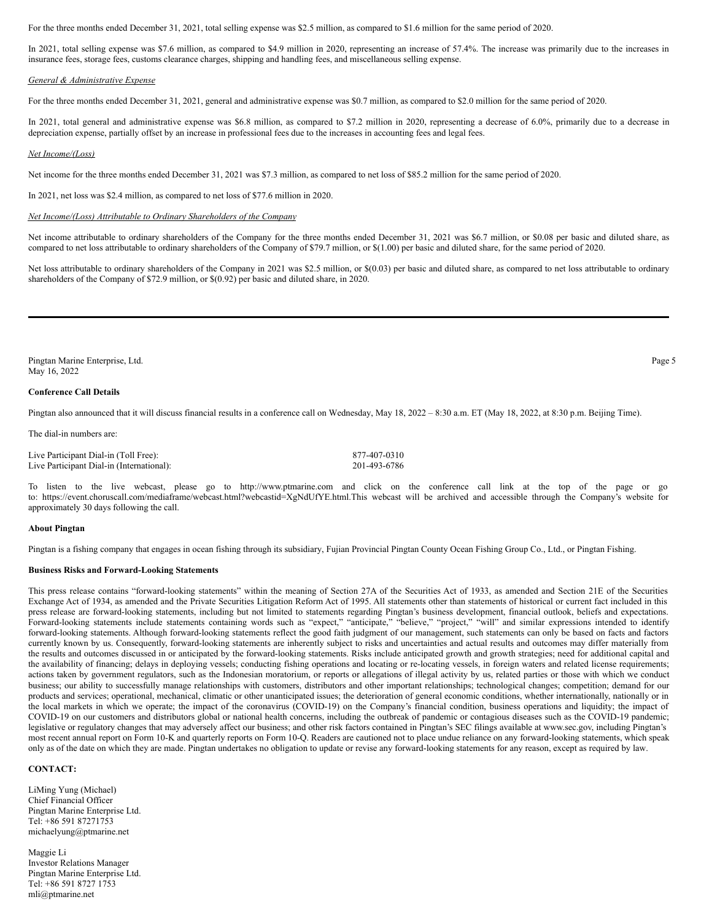For the three months ended December 31, 2021, total selling expense was $2.5 million, as compared to $1.6 million for the same period of 2020.

In 2021, total selling expense was $7.6 million, as compared to $4.9 million in 2020, representing an increase of 57.4%. The increase was primarily due to the increases in insurance fees, storage fees, customs clearance charges, shipping and handling fees, and miscellaneous selling expense.

*General & Administrative Expense*

For the three months ended December 31, 2021, general and administrative expense was $0.7 million, as compared to $2.0 million for the same period of 2020.

In 2021, total general and administrative expense was $6.8 million, as compared to $7.2 million in 2020, representing a decrease of 6.0%, primarily due to a decrease in depreciation expense, partially offset by an increase in professional fees due to the increases in accounting fees and legal fees.

*Net Income/(Loss)*

Net income for the three months ended December 31, 2021 was $7.3 million, as compared to net loss of $85.2 million for the same period of 2020.

In 2021, net loss was $2.4 million, as compared to net loss of $77.6 million in 2020.

*Net Income/(Loss) Attributable to Ordinary Shareholders of the Company*

Net income attributable to ordinary shareholders of the Company for the three months ended December 31, 2021 was $6.7 million, or $0.08 per basic and diluted share, as compared to net loss attributable to ordinary shareholders of the Company of $79.7 million, or $(1.00) per basic and diluted share, for the same period of 2020.

Net loss attributable to ordinary shareholders of the Company in 2021 was $2.5 million, or $(0.03) per basic and diluted share, as compared to net loss attributable to ordinary shareholders of the Company of $72.9 million, or $(0.92) per basic and diluted share, in 2020.

**Conference Call Details**

Pingtan also announced that it will discuss financial results in a conference call on Wednesday, May 18, 2022 – 8:30 a.m. ET (May 18, 2022, at 8:30 p.m. Beijing Time).

The dial-in numbers are:

| | |
|---|---|
| Live Participant Dial-in (Toll Free): | 877-407-0310 |
| Live Participant Dial-in (International): | 201-493-6786 |

To listen to the live webcast, please go to http://www.ptmarine.com and click on the conference call link at the top of the page or go to: https://event.choruscall.com/mediaframe/webcast.html?webcastid=XgNdUfYE.html.This webcast will be archived and accessible through the Company's website for approximately 30 days following the call.

**About Pingtan**

Pingtan is a fishing company that engages in ocean fishing through its subsidiary, Fujian Provincial Pingtan County Ocean Fishing Group Co., Ltd., or Pingtan Fishing.

**Business Risks and Forward-Looking Statements**

This press release contains "forward-looking statements" within the meaning of Section 27A of the Securities Act of 1933, as amended and Section 21E of the Securities Exchange Act of 1934, as amended and the Private Securities Litigation Reform Act of 1995. All statements other than statements of historical or current fact included in this press release are forward-looking statements, including but not limited to statements regarding Pingtan's business development, financial outlook, beliefs and expectations. Forward-looking statements include statements containing words such as "expect," "anticipate," "believe," "project," "will" and similar expressions intended to identify forward-looking statements. Although forward-looking statements reflect the good faith judgment of our management, such statements can only be based on facts and factors currently known by us. Consequently, forward-looking statements are inherently subject to risks and uncertainties and actual results and outcomes may differ materially from the results and outcomes discussed in or anticipated by the forward-looking statements. Risks include anticipated growth and growth strategies; need for additional capital and the availability of financing; delays in deploying vessels; conducting fishing operations and locating or re-locating vessels, in foreign waters and related license requirements; actions taken by government regulators, such as the Indonesian moratorium, or reports or allegations of illegal activity by us, related parties or those with which we conduct business; our ability to successfully manage relationships with customers, distributors and other important relationships; technological changes; competition; demand for our products and services; operational, mechanical, climatic or other unanticipated issues; the deterioration of general economic conditions, whether internationally, nationally or in the local markets in which we operate; the impact of the coronavirus (COVID-19) on the Company's financial condition, business operations and liquidity; the impact of COVID-19 on our customers and distributors global or national health concerns, including the outbreak of pandemic or contagious diseases such as the COVID-19 pandemic; legislative or regulatory changes that may adversely affect our business; and other risk factors contained in Pingtan's SEC filings available at www.sec.gov, including Pingtan's most recent annual report on Form 10-K and quarterly reports on Form 10-Q. Readers are cautioned not to place undue reliance on any forward-looking statements, which speak only as of the date on which they are made. Pingtan undertakes no obligation to update or revise any forward-looking statements for any reason, except as required by law.

**CONTACT:**

LiMing Yung (Michael)
Chief Financial Officer
Pingtan Marine Enterprise Ltd.
Tel: +86 591 87271753
michaelyung@ptmarine.net

Maggie Li
Investor Relations Manager
Pingtan Marine Enterprise Ltd.
Tel: +86 591 8727 1753
mli@ptmarine.net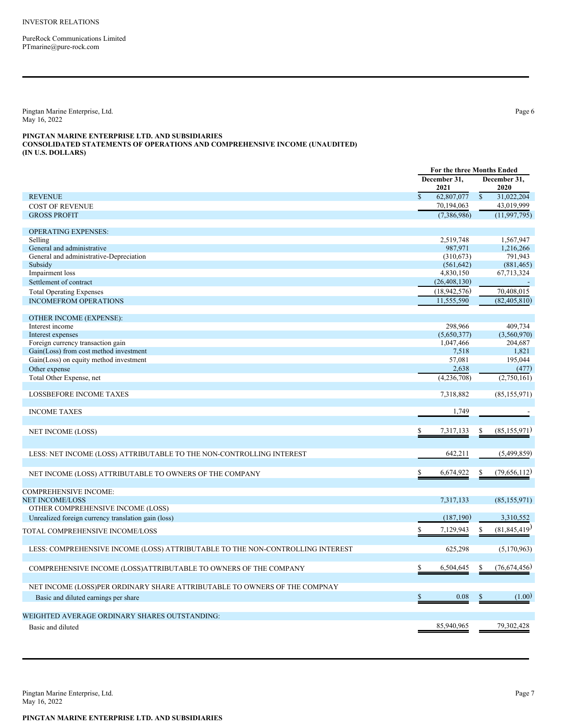INVESTOR RELATIONS

PureRock Communications Limited
PTmarine@pure-rock.com

**PINGTAN MARINE ENTERPRISE LTD. AND SUBSIDIARIES**
**CONSOLIDATED STATEMENTS OF OPERATIONS AND COMPREHENSIVE INCOME (UNAUDITED)**
**(IN U.S. DOLLARS)**

| | For the three Months Ended | |
|---|---|---|
| | December 31, 2021 | December 31, 2020 |
| REVENUE | $ 62,807,077 | $ 31,022,204 |
| COST OF REVENUE | 70,194,063 | 43,019,999 |
| GROSS PROFIT | (7,386,986) | (11,997,795) |
| | | |
| OPERATING EXPENSES: | | |
| Selling | 2,519,748 | 1,567,947 |
| General and administrative | 987,971 | 1,216,266 |
| General and administrative-Depreciation | (310,673) | 791,943 |
| Subsidy | (561,642) | (881,465) |
| Impairment loss | 4,830,150 | 67,713,324 |
| Settlement of contract | (26,408,130) | - |
| Total Operating Expenses | (18,942,576) | 70,408,015 |
| INCOMEFROM OPERATIONS | 11,555,590 | (82,405,810) |
| | | |
| OTHER INCOME (EXPENSE): | | |
| Interest income | 298,966 | 409,734 |
| Interest expenses | (5,650,377) | (3,560,970) |
| Foreign currency transaction gain | 1,047,466 | 204,687 |
| Gain(Loss) from cost method investment | 7,518 | 1,821 |
| Gain(Loss) on equity method investment | 57,081 | 195,044 |
| Other expense | 2,638 | (477) |
| Total Other Expense, net | (4,236,708) | (2,750,161) |
| | | |
| LOSSBEFORE INCOME TAXES | 7,318,882 | (85,155,971) |
| | | |
| INCOME TAXES | 1,749 | - |
| | | |
| NET INCOME (LOSS) | $ 7,317,133 | $ (85,155,971) |
| | | |
| LESS: NET INCOME (LOSS) ATTRIBUTABLE TO THE NON-CONTROLLING INTEREST | 642,211 | (5,499,859) |
| | | |
| NET INCOME (LOSS) ATTRIBUTABLE TO OWNERS OF THE COMPANY | $ 6,674,922 | $ (79,656,112) |
| | | |
| COMPREHENSIVE INCOME: | | |
| NET INCOME/LOSS | 7,317,133 | (85,155,971) |
| OTHER COMPREHENSIVE INCOME (LOSS) | | |
| Unrealized foreign currency translation gain (loss) | (187,190) | 3,310,552 |
| TOTAL COMPREHENSIVE INCOME/LOSS | $ 7,129,943 | $ (81,845,419) |
| | | |
| LESS: COMPREHENSIVE INCOME (LOSS) ATTRIBUTABLE TO THE NON-CONTROLLING INTEREST | 625,298 | (5,170,963) |
| | | |
| COMPREHENSIVE INCOME (LOSS)ATTRIBUTABLE TO OWNERS OF THE COMPANY | $ 6,504,645 | $ (76,674,456) |
| | | |
| NET INCOME (LOSS)PER ORDINARY SHARE ATTRIBUTABLE TO OWNERS OF THE COMPNAY | | |
| Basic and diluted earnings per share | $ 0.08 | $ (1.00) |
| | | |
| WEIGHTED AVERAGE ORDINARY SHARES OUTSTANDING: | | |
| Basic and diluted | 85,940,965 | 79,302,428 |

**PINGTAN MARINE ENTERPRISE LTD. AND SUBSIDIARIES**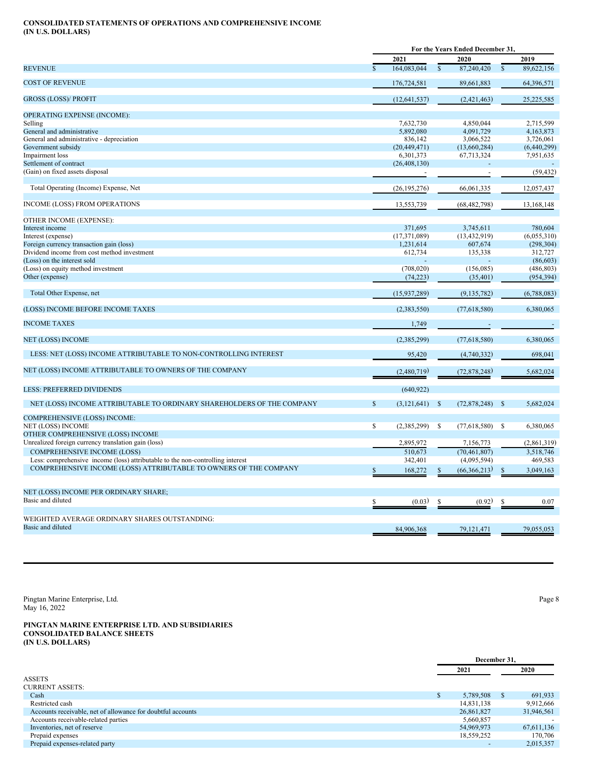**CONSOLIDATED STATEMENTS OF OPERATIONS AND COMPREHENSIVE INCOME**
**(IN U.S. DOLLARS)**

| | For the Years Ended December 31, | | |
|---|---|---|---|
| | 2021 | 2020 | 2019 |
| REVENUE | $ 164,083,044 | $ 87,240,420 | $ 89,622,156 |
| COST OF REVENUE | 176,724,581 | 89,661,883 | 64,396,571 |
| GROSS (LOSS)/ PROFIT | (12,641,537) | (2,421,463) | 25,225,585 |
| OPERATING EXPENSE (INCOME): | | | |
| Selling | 7,632,730 | 4,850,044 | 2,715,599 |
| General and administrative | 5,892,080 | 4,091,729 | 4,163,873 |
| General and administrative - depreciation | 836,142 | 3,066,522 | 3,726,061 |
| Government subsidy | (20,449,471) | (13,660,284) | (6,440,299) |
| Impairment loss | 6,301,373 | 67,713,324 | 7,951,635 |
| Settlement of contract | (26,408,130) | - | - |
| (Gain) on fixed assets disposal | - | - | (59,432) |
| Total Operating (Income) Expense, Net | (26,195,276) | 66,061,335 | 12,057,437 |
| INCOME (LOSS) FROM OPERATIONS | 13,553,739 | (68,482,798) | 13,168,148 |
| OTHER INCOME (EXPENSE): | | | |
| Interest income | 371,695 | 3,745,611 | 780,604 |
| Interest (expense) | (17,371,089) | (13,432,919) | (6,055,310) |
| Foreign currency transaction gain (loss) | 1,231,614 | 607,674 | (298,304) |
| Dividend income from cost method investment | 612,734 | 135,338 | 312,727 |
| (Loss) on the interest sold | - | - | (86,603) |
| (Loss) on equity method investment | (708,020) | (156,085) | (486,803) |
| Other (expense) | (74,223) | (35,401) | (954,394) |
| Total Other Expense, net | (15,937,289) | (9,135,782) | (6,788,083) |
| (LOSS) INCOME BEFORE INCOME TAXES | (2,383,550) | (77,618,580) | 6,380,065 |
| INCOME TAXES | 1,749 | - | - |
| NET (LOSS) INCOME | (2,385,299) | (77,618,580) | 6,380,065 |
| LESS: NET (LOSS) INCOME ATTRIBUTABLE TO NON-CONTROLLING INTEREST | 95,420 | (4,740,332) | 698,041 |
| NET (LOSS) INCOME ATTRIBUTABLE TO OWNERS OF THE COMPANY | (2,480,719) | (72,878,248) | 5,682,024 |
| LESS: PREFERRED DIVIDENDS | (640,922) | | |
| NET (LOSS) INCOME ATTRIBUTABLE TO ORDINARY SHAREHOLDERS OF THE COMPANY | $ (3,121,641) | $ (72,878,248) | $ 5,682,024 |
| COMPREHENSIVE (LOSS) INCOME: | | | |
| NET (LOSS) INCOME | $ (2,385,299) | $ (77,618,580) | $ 6,380,065 |
| OTHER COMPREHENSIVE (LOSS) INCOME | | | |
| Unrealized foreign currency translation gain (loss) | 2,895,972 | 7,156,773 | (2,861,319) |
| COMPREHENSIVE INCOME (LOSS) | 510,673 | (70,461,807) | 3,518,746 |
| Less: comprehensive income (loss) attributable to the non-controlling interest | 342,401 | (4,095,594) | 469,583 |
| COMPREHENSIVE INCOME (LOSS) ATTRIBUTABLE TO OWNERS OF THE COMPANY | $ 168,272 | $ (66,366,213) | $ 3,049,163 |
| NET (LOSS) INCOME PER ORDINARY SHARE; | | | |
| Basic and diluted | $ (0.03) | $ (0.92) | $ 0.07 |
| WEIGHTED AVERAGE ORDINARY SHARES OUTSTANDING: | | | |
| Basic and diluted | 84,906,368 | 79,121,471 | 79,055,053 |

Pingtan Marine Enterprise, Ltd.
May 16, 2022

**PINGTAN MARINE ENTERPRISE LTD. AND SUBSIDIARIES**
**CONSOLIDATED BALANCE SHEETS**
**(IN U.S. DOLLARS)**

| | December 31, | |
|---|---|---|
| | 2021 | 2020 |
| ASSETS | | |
| CURRENT ASSETS: | | |
| Cash | $ 5,789,508 | $ 691,933 |
| Restricted cash | 14,831,138 | 9,912,666 |
| Accounts receivable, net of allowance for doubtful accounts | 26,861,827 | 31,946,561 |
| Accounts receivable-related parties | 5,660,857 | - |
| Inventories, net of reserve | 54,969,973 | 67,611,136 |
| Prepaid expenses | 18,559,252 | 170,706 |
| Prepaid expenses-related party | - | 2,015,357 |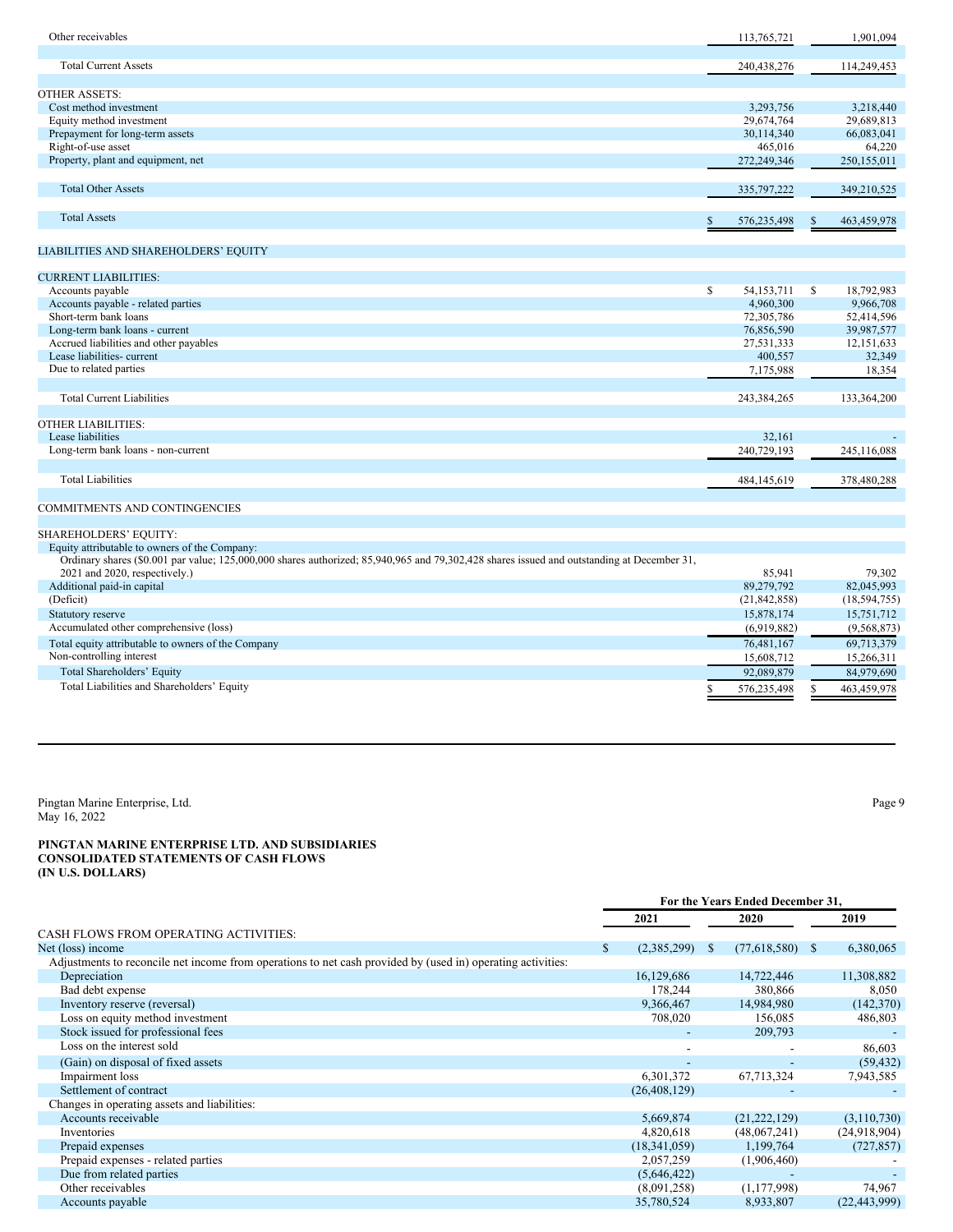| | | |
|---|---|---|
| Other receivables | 113,765,721 | 1,901,094 |
| Total Current Assets | 240,438,276 | 114,249,453 |
| OTHER ASSETS: | | |
| Cost method investment | 3,293,756 | 3,218,440 |
| Equity method investment | 29,674,764 | 29,689,813 |
| Prepayment for long-term assets | 30,114,340 | 66,083,041 |
| Right-of-use asset | 465,016 | 64,220 |
| Property, plant and equipment, net | 272,249,346 | 250,155,011 |
| Total Other Assets | 335,797,222 | 349,210,525 |
| Total Assets | $ 576,235,498 | $ 463,459,978 |
| LIABILITIES AND SHAREHOLDERS' EQUITY | | |
| CURRENT LIABILITIES: | | |
| Accounts payable | $ 54,153,711 | $ 18,792,983 |
| Accounts payable - related parties | 4,960,300 | 9,966,708 |
| Short-term bank loans | 72,305,786 | 52,414,596 |
| Long-term bank loans - current | 76,856,590 | 39,987,577 |
| Accrued liabilities and other payables | 27,531,333 | 12,151,633 |
| Lease liabilities- current | 400,557 | 32,349 |
| Due to related parties | 7,175,988 | 18,354 |
| Total Current Liabilities | 243,384,265 | 133,364,200 |
| OTHER LIABILITIES: | | |
| Lease liabilities | 32,161 | - |
| Long-term bank loans - non-current | 240,729,193 | 245,116,088 |
| Total Liabilities | 484,145,619 | 378,480,288 |
| COMMITMENTS AND CONTINGENCIES | | |
| SHAREHOLDERS' EQUITY: | | |
| Equity attributable to owners of the Company: | | |
| Ordinary shares ($0.001 par value; 125,000,000 shares authorized; 85,940,965 and 79,302,428 shares issued and outstanding at December 31, 2021 and 2020, respectively.) | 85,941 | 79,302 |
| Additional paid-in capital | 89,279,792 | 82,045,993 |
| (Deficit) | (21,842,858) | (18,594,755) |
| Statutory reserve | 15,878,174 | 15,751,712 |
| Accumulated other comprehensive (loss) | (6,919,882) | (9,568,873) |
| Total equity attributable to owners of the Company | 76,481,167 | 69,713,379 |
| Non-controlling interest | 15,608,712 | 15,266,311 |
| Total Shareholders' Equity | 92,089,879 | 84,979,690 |
| Total Liabilities and Shareholders' Equity | $ 576,235,498 | $ 463,459,978 |

Pingtan Marine Enterprise, Ltd.
May 16, 2022

**PINGTAN MARINE ENTERPRISE LTD. AND SUBSIDIARIES**
**CONSOLIDATED STATEMENTS OF CASH FLOWS**
**(IN U.S. DOLLARS)**

| | For the Years Ended December 31, | | |
|---|---|---|---|
| | 2021 | 2020 | 2019 |
| CASH FLOWS FROM OPERATING ACTIVITIES: | | | |
| Net (loss) income | $ (2,385,299) | $ (77,618,580) | $ 6,380,065 |
| Adjustments to reconcile net income from operations to net cash provided by (used in) operating activities: | | | |
| Depreciation | 16,129,686 | 14,722,446 | 11,308,882 |
| Bad debt expense | 178,244 | 380,866 | 8,050 |
| Inventory reserve (reversal) | 9,366,467 | 14,984,980 | (142,370) |
| Loss on equity method investment | 708,020 | 156,085 | 486,803 |
| Stock issued for professional fees | - | 209,793 | - |
| Loss on the interest sold | - | - | 86,603 |
| (Gain) on disposal of fixed assets | - | - | (59,432) |
| Impairment loss | 6,301,372 | 67,713,324 | 7,943,585 |
| Settlement of contract | (26,408,129) | - | - |
| Changes in operating assets and liabilities: | | | |
| Accounts receivable | 5,669,874 | (21,222,129) | (3,110,730) |
| Inventories | 4,820,618 | (48,067,241) | (24,918,904) |
| Prepaid expenses | (18,341,059) | 1,199,764 | (727,857) |
| Prepaid expenses - related parties | 2,057,259 | (1,906,460) | - |
| Due from related parties | (5,646,422) | - | - |
| Other receivables | (8,091,258) | (1,177,998) | 74,967 |
| Accounts payable | 35,780,524 | 8,933,807 | (22,443,999) |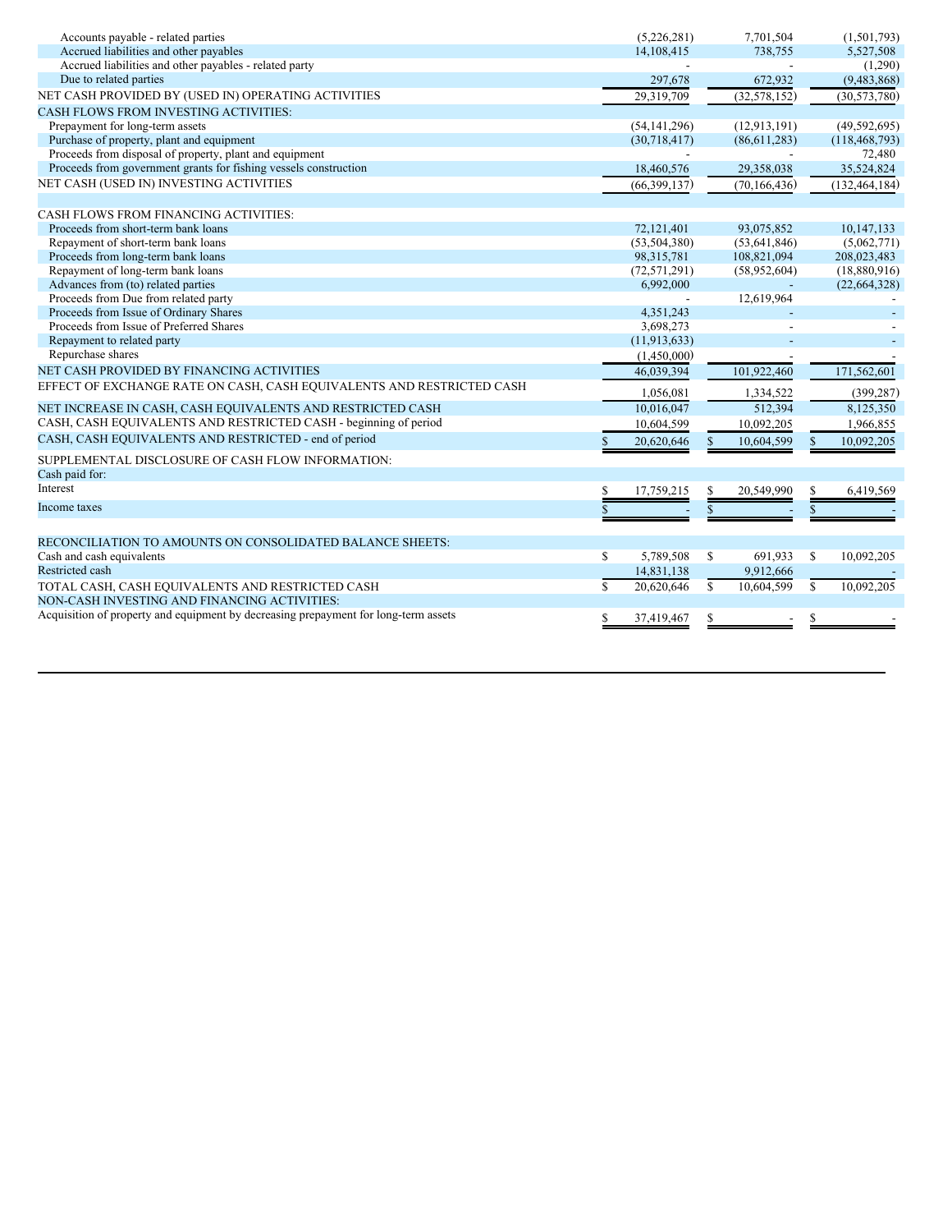| | | | |
|---|---|---|---|
| Accounts payable - related parties | (5,226,281) | 7,701,504 | (1,501,793) |
| Accrued liabilities and other payables | 14,108,415 | 738,755 | 5,527,508 |
| Accrued liabilities and other payables - related party | - | - | (1,290) |
| Due to related parties | 297,678 | 672,932 | (9,483,868) |
| NET CASH PROVIDED BY (USED IN) OPERATING ACTIVITIES | 29,319,709 | (32,578,152) | (30,573,780) |
| CASH FLOWS FROM INVESTING ACTIVITIES: | | | |
| Prepayment for long-term assets | (54,141,296) | (12,913,191) | (49,592,695) |
| Purchase of property, plant and equipment | (30,718,417) | (86,611,283) | (118,468,793) |
| Proceeds from disposal of property, plant and equipment | - | - | 72,480 |
| Proceeds from government grants for fishing vessels construction | 18,460,576 | 29,358,038 | 35,524,824 |
| NET CASH (USED IN) INVESTING ACTIVITIES | (66,399,137) | (70,166,436) | (132,464,184) |
| | | | |
| CASH FLOWS FROM FINANCING ACTIVITIES: | | | |
| Proceeds from short-term bank loans | 72,121,401 | 93,075,852 | 10,147,133 |
| Repayment of short-term bank loans | (53,504,380) | (53,641,846) | (5,062,771) |
| Proceeds from long-term bank loans | 98,315,781 | 108,821,094 | 208,023,483 |
| Repayment of long-term bank loans | (72,571,291) | (58,952,604) | (18,880,916) |
| Advances from (to) related parties | 6,992,000 | - | (22,664,328) |
| Proceeds from Due from related party | - | 12,619,964 | - |
| Proceeds from Issue of Ordinary Shares | 4,351,243 | - | - |
| Proceeds from Issue of Preferred Shares | 3,698,273 | - | - |
| Repayment to related party | (11,913,633) | - | - |
| Repurchase shares | (1,450,000) | - | - |
| NET CASH PROVIDED BY FINANCING ACTIVITIES | 46,039,394 | 101,922,460 | 171,562,601 |
| EFFECT OF EXCHANGE RATE ON CASH, CASH EQUIVALENTS AND RESTRICTED CASH | 1,056,081 | 1,334,522 | (399,287) |
| NET INCREASE IN CASH, CASH EQUIVALENTS AND RESTRICTED CASH | 10,016,047 | 512,394 | 8,125,350 |
| CASH, CASH EQUIVALENTS AND RESTRICTED CASH - beginning of period | 10,604,599 | 10,092,205 | 1,966,855 |
| CASH, CASH EQUIVALENTS AND RESTRICTED - end of period | $ 20,620,646 | $ 10,604,599 | $ 10,092,205 |
| SUPPLEMENTAL DISCLOSURE OF CASH FLOW INFORMATION: | | | |
| Cash paid for: | | | |
| Interest | $ 17,759,215 | $ 20,549,990 | $ 6,419,569 |
| Income taxes | $ - | $ - | $ - |
| | | | |
| RECONCILIATION TO AMOUNTS ON CONSOLIDATED BALANCE SHEETS: | | | |
| Cash and cash equivalents | $ 5,789,508 | $ 691,933 | $ 10,092,205 |
| Restricted cash | 14,831,138 | 9,912,666 | - |
| TOTAL CASH, CASH EQUIVALENTS AND RESTRICTED CASH | $ 20,620,646 | $ 10,604,599 | $ 10,092,205 |
| NON-CASH INVESTING AND FINANCING ACTIVITIES: | | | |
| Acquisition of property and equipment by decreasing prepayment for long-term assets | $ 37,419,467 | $ - | $ - |